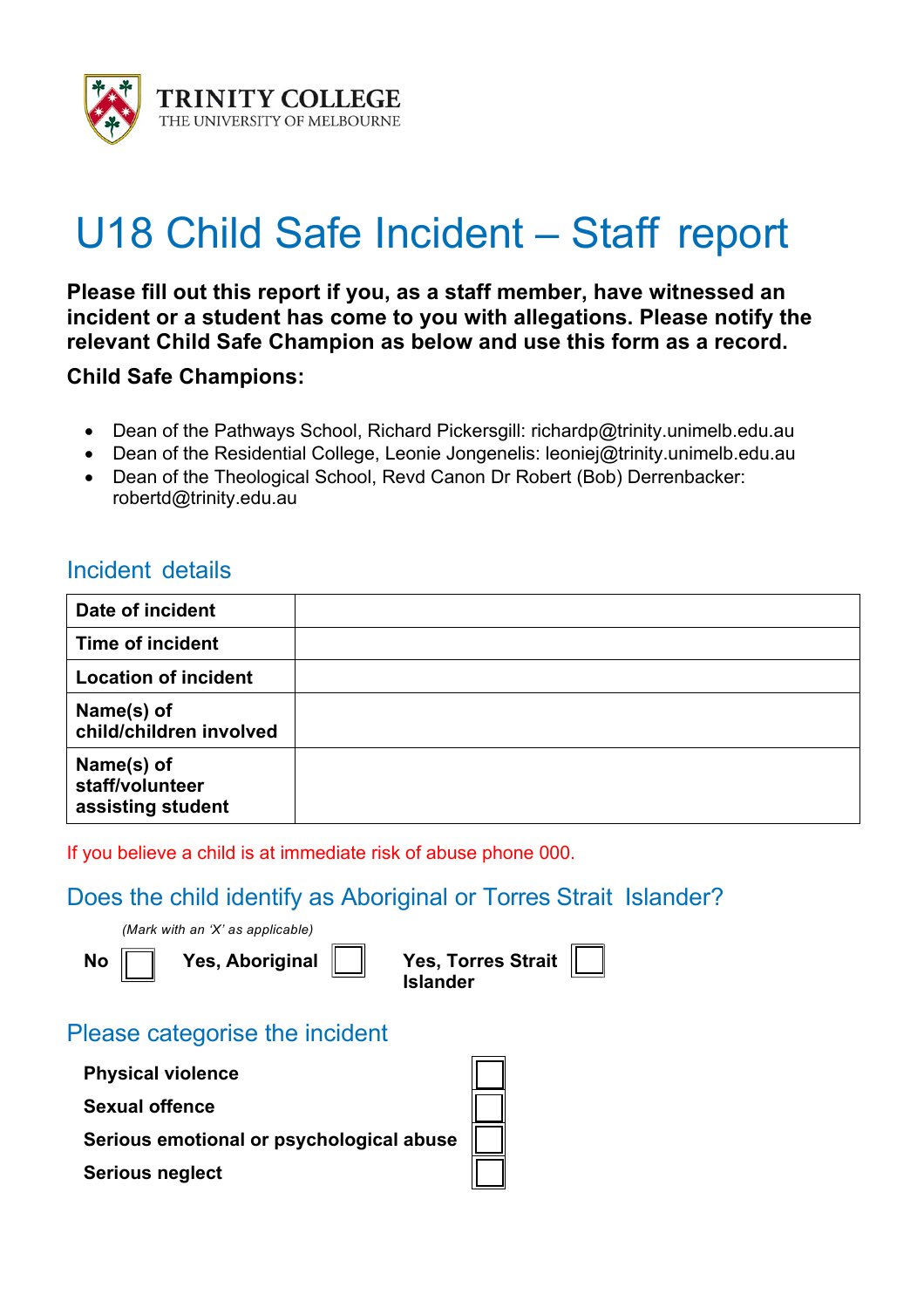**TRINITY COLLEGE**
THE UNIVERSITY OF MELBOURNE

# U18 Child Safe Incident – Staff report

**Please fill out this report if you, as a staff member, have witnessed an incident or a student has come to you with allegations. Please notify the relevant Child Safe Champion as below and use this form as a record.**

**Child Safe Champions:**

- Dean of the Pathways School, Richard Pickersgill: richardp@trinity.unimelb.edu.au
- Dean of the Residential College, Leonie Jongenelis: leoniej@trinity.unimelb.edu.au
- Dean of the Theological School, Revd Canon Dr Robert (Bob) Derrenbacker: robertd@trinity.edu.au

## Incident details

| | |
|---|---|
| **Date of incident** | |
| **Time of incident** | |
| **Location of incident** | |
| **Name(s) of child/children involved** | |
| **Name(s) of staff/volunteer assisting student** | |

If you believe a child is at immediate risk of abuse phone 000.

## Does the child identify as Aboriginal or Torres Strait Islander?

*(Mark with an 'X' as applicable)*

**No** ☐ **Yes, Aboriginal** ☐ **Yes, Torres Strait Islander** ☐

## Please categorise the incident

**Physical violence** ☐

**Sexual offence** ☐

**Serious emotional or psychological abuse** ☐

**Serious neglect** ☐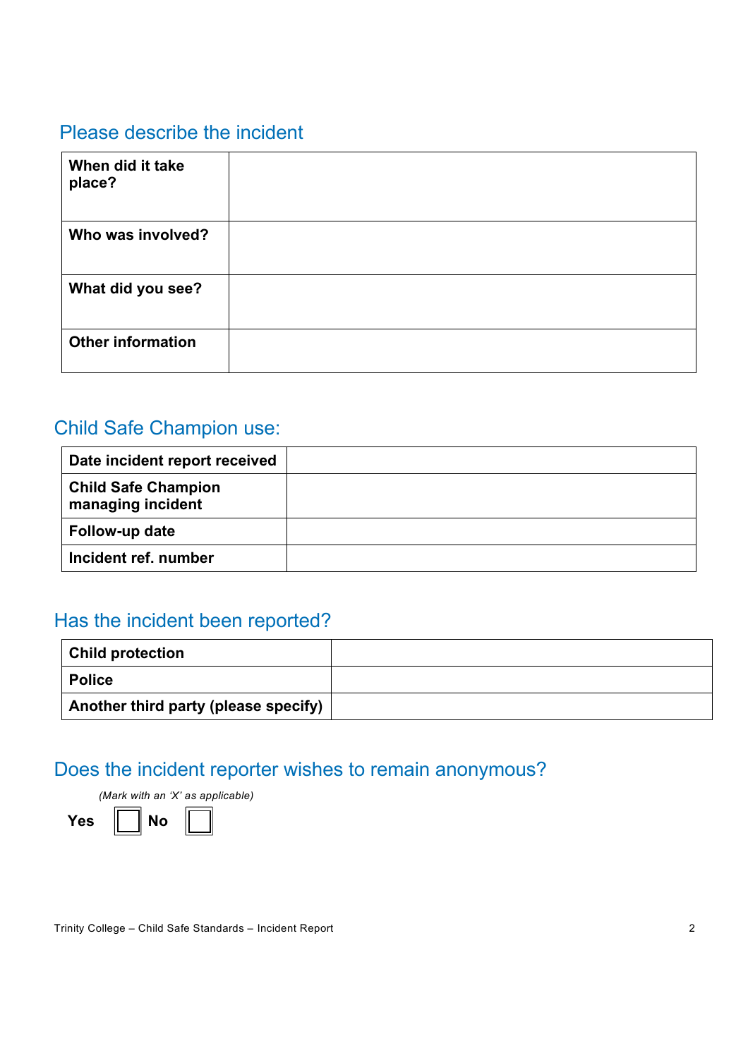## Please describe the incident

| | |
|---|---|
| **When did it take place?** | |
| **Who was involved?** | |
| **What did you see?** | |
| **Other information** | |

## Child Safe Champion use:

| | |
|---|---|
| **Date incident report received** | |
| **Child Safe Champion managing incident** | |
| **Follow-up date** | |
| **Incident ref. number** | |

## Has the incident been reported?

| | |
|---|---|
| **Child protection** | |
| **Police** | |
| **Another third party (please specify)** | |

## Does the incident reporter wishes to remain anonymous?

*(Mark with an 'X' as applicable)*

**Yes** ☐ **No** ☐